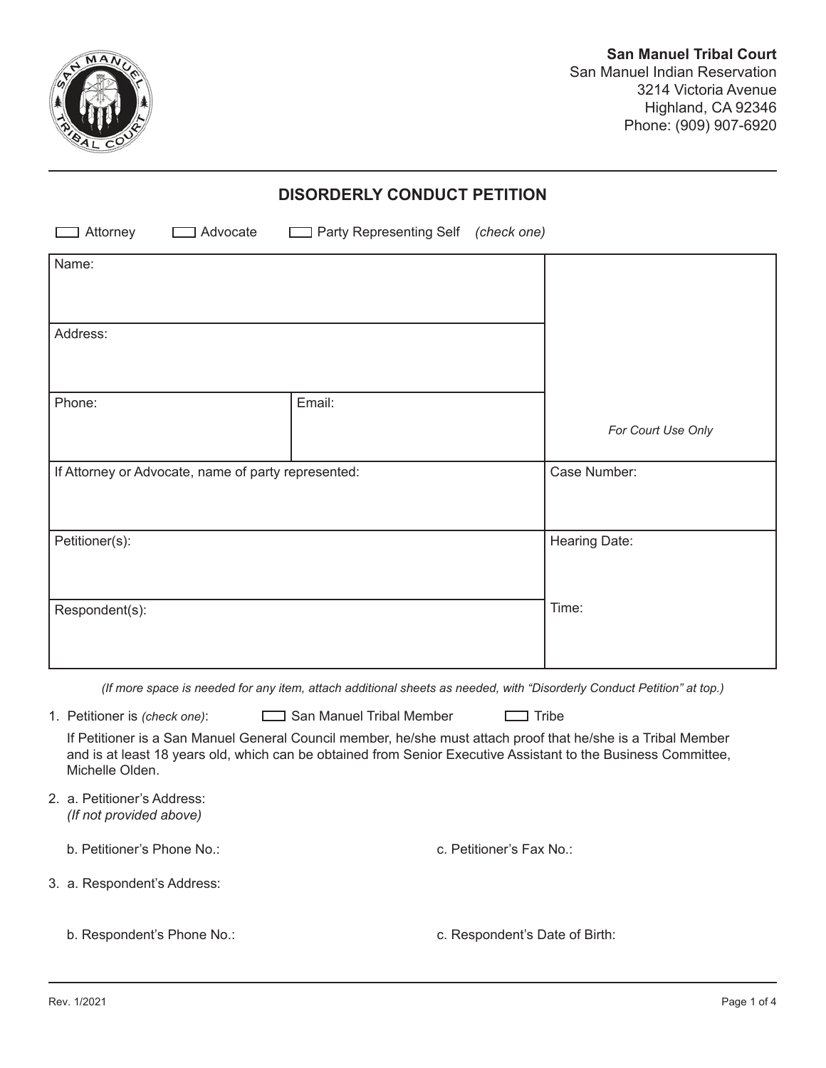**San Manuel Tribal Court**
San Manuel Indian Reservation
3214 Victoria Avenue
Highland, CA 92346
Phone: (909) 907-6920

## DISORDERLY CONDUCT PETITION

☐ Attorney ☐ Advocate ☐ Party Representing Self *(check one)*

| | | |
|---|---|---|
| Name: | | |
| Address: | | |
| Phone: | Email: | *For Court Use Only* |
| If Attorney or Advocate, name of party represented: | | Case Number: |
| Petitioner(s): | | Hearing Date: |
| Respondent(s): | | Time: |

*(If more space is needed for any item, attach additional sheets as needed, with "Disorderly Conduct Petition" at top.)*

1. Petitioner is *(check one)*: ☐ San Manuel Tribal Member ☐ Tribe

   If Petitioner is a San Manuel General Council member, he/she must attach proof that he/she is a Tribal Member and is at least 18 years old, which can be obtained from Senior Executive Assistant to the Business Committee, Michelle Olden.

2. a. Petitioner's Address:
   *(If not provided above)*

   b. Petitioner's Phone No.: c. Petitioner's Fax No.:

3. a. Respondent's Address:

   b. Respondent's Phone No.: c. Respondent's Date of Birth:

Rev. 1/2021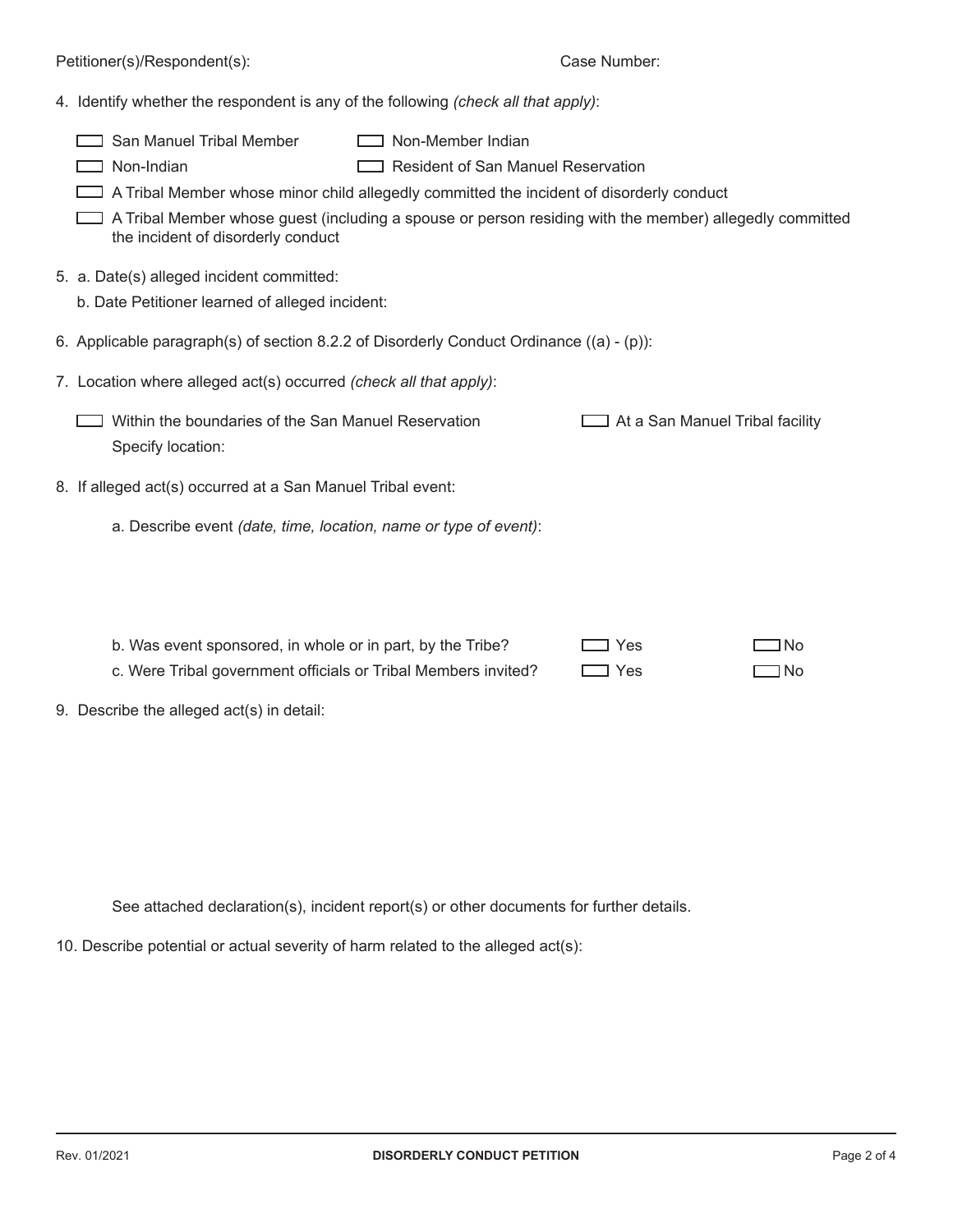Petitioner(s)/Respondent(s): Case Number:

4. Identify whether the respondent is any of the following *(check all that apply)*:

- [ ] San Manuel Tribal Member
- [ ] Non-Member Indian
- [ ] Non-Indian
- [ ] Resident of San Manuel Reservation
- [ ] A Tribal Member whose minor child allegedly committed the incident of disorderly conduct
- [ ] A Tribal Member whose guest (including a spouse or person residing with the member) allegedly committed the incident of disorderly conduct

5. a. Date(s) alleged incident committed:

   b. Date Petitioner learned of alleged incident:

6. Applicable paragraph(s) of section 8.2.2 of Disorderly Conduct Ordinance ((a) - (p)):

7. Location where alleged act(s) occurred *(check all that apply)*:

- [ ] Within the boundaries of the San Manuel Reservation
- [ ] At a San Manuel Tribal facility

   Specify location:

8. If alleged act(s) occurred at a San Manuel Tribal event:

   a. Describe event *(date, time, location, name or type of event)*:

   b. Was event sponsored, in whole or in part, by the Tribe? [ ] Yes [ ] No

   c. Were Tribal government officials or Tribal Members invited? [ ] Yes [ ] No

9. Describe the alleged act(s) in detail:

   See attached declaration(s), incident report(s) or other documents for further details.

10. Describe potential or actual severity of harm related to the alleged act(s):

Rev. 01/2021 **DISORDERLY CONDUCT PETITION**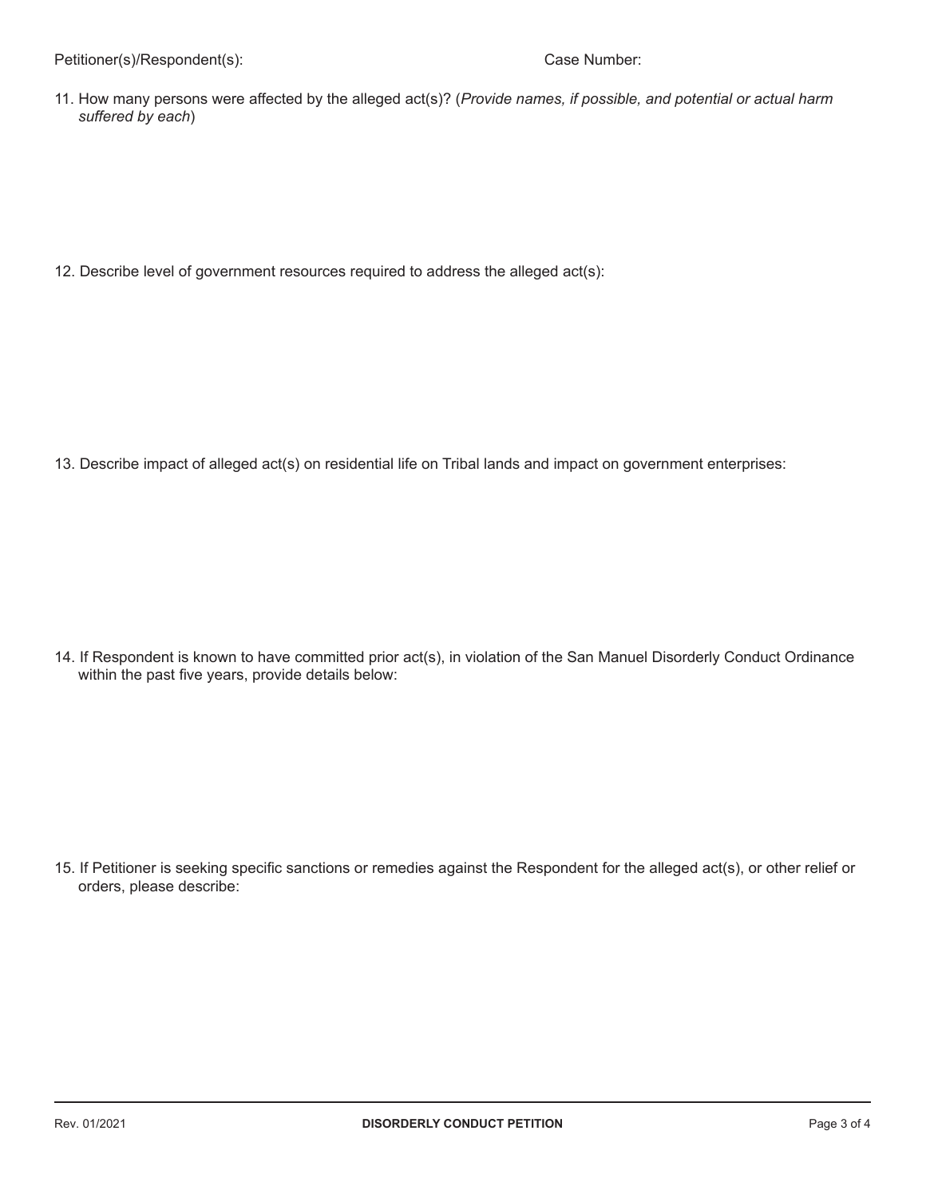Petitioner(s)/Respondent(s): Case Number:

11. How many persons were affected by the alleged act(s)? (*Provide names, if possible, and potential or actual harm suffered by each*)

12. Describe level of government resources required to address the alleged act(s):

13. Describe impact of alleged act(s) on residential life on Tribal lands and impact on government enterprises:

14. If Respondent is known to have committed prior act(s), in violation of the San Manuel Disorderly Conduct Ordinance within the past five years, provide details below:

15. If Petitioner is seeking specific sanctions or remedies against the Respondent for the alleged act(s), or other relief or orders, please describe: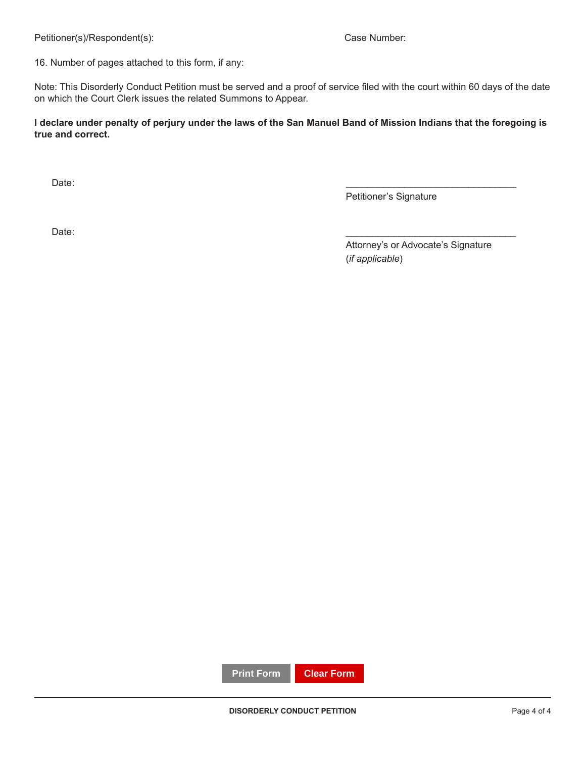Petitioner(s)/Respondent(s): Case Number:

16. Number of pages attached to this form, if any:

Note: This Disorderly Conduct Petition must be served and a proof of service filed with the court within 60 days of the date on which the Court Clerk issues the related Summons to Appear.

**I declare under penalty of perjury under the laws of the San Manuel Band of Mission Indians that the foregoing is true and correct.**

Date: \_\_\_\_\_\_\_\_\_\_\_\_\_\_\_\_\_\_\_\_\_\_\_\_\_\_\_\_\_\_\_\_

Petitioner's Signature

Date: \_\_\_\_\_\_\_\_\_\_\_\_\_\_\_\_\_\_\_\_\_\_\_\_\_\_\_\_\_\_\_\_

Attorney's or Advocate's Signature (*if applicable*)

Print Form Clear Form